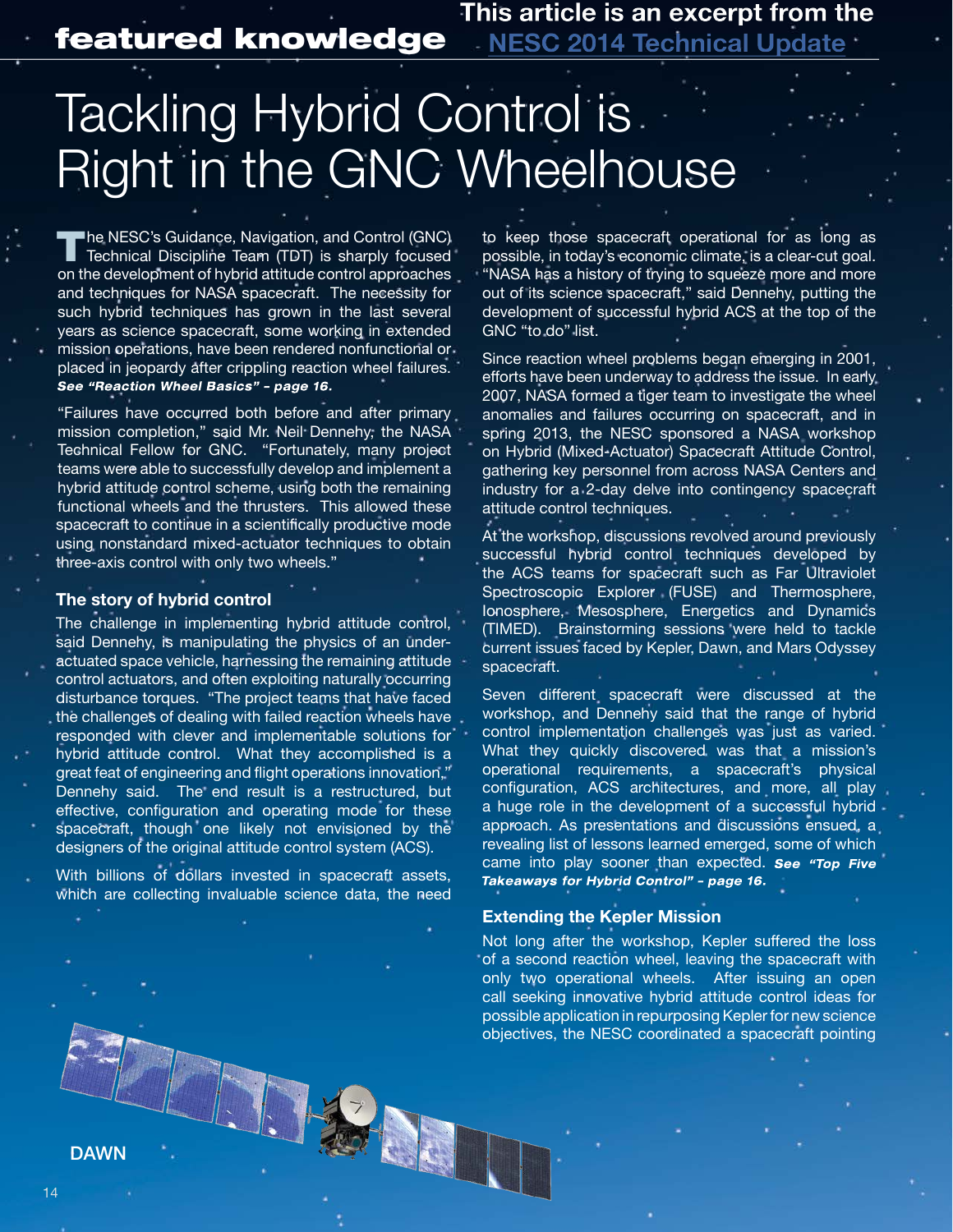featured knowledge

This article is an excerpt from the [NESC 2014 Technical Update]

# Tackling Hybrid Control is Right in the GNC Wheelhouse

The NESC's Guidance, Navigation, and Control (GNC) Technical Discipline Team (TDT) is sharply focused on the development of hybrid attitude control approaches and techniques for NASA spacecraft. The necessity for such hybrid techniques has grown in the last several years as science spacecraft, some working in extended mission operations, have been rendered nonfunctional or placed in jeopardy after crippling reaction wheel failures. ***See "Reaction Wheel Basics" – page 16.***

"Failures have occurred both before and after primary mission completion," said Mr. Neil Dennehy, the NASA Technical Fellow for GNC. "Fortunately, many project teams were able to successfully develop and implement a hybrid attitude control scheme, using both the remaining functional wheels and the thrusters. This allowed these spacecraft to continue in a scientifically productive mode using nonstandard mixed-actuator techniques to obtain three-axis control with only two wheels."

### The story of hybrid control

The challenge in implementing hybrid attitude control, said Dennehy, is manipulating the physics of an under-actuated space vehicle, harnessing the remaining attitude control actuators, and often exploiting naturally occurring disturbance torques. "The project teams that have faced the challenges of dealing with failed reaction wheels have responded with clever and implementable solutions for hybrid attitude control. What they accomplished is a great feat of engineering and flight operations innovation," Dennehy said. The end result is a restructured, but effective, configuration and operating mode for these spacecraft, though one likely not envisioned by the designers of the original attitude control system (ACS).

With billions of dollars invested in spacecraft assets, which are collecting invaluable science data, the need to keep those spacecraft operational for as long as possible, in today's economic climate, is a clear-cut goal. "NASA has a history of trying to squeeze more and more out of its science spacecraft," said Dennehy, putting the development of successful hybrid ACS at the top of the GNC "to do" list.

Since reaction wheel problems began emerging in 2001, efforts have been underway to address the issue. In early 2007, NASA formed a tiger team to investigate the wheel anomalies and failures occurring on spacecraft, and in spring 2013, the NESC sponsored a NASA workshop on Hybrid (Mixed-Actuator) Spacecraft Attitude Control, gathering key personnel from across NASA Centers and industry for a 2-day delve into contingency spacecraft attitude control techniques.

At the workshop, discussions revolved around previously successful hybrid control techniques developed by the ACS teams for spacecraft such as Far Ultraviolet Spectroscopic Explorer (FUSE) and Thermosphere, Ionosphere, Mesosphere, Energetics and Dynamics (TIMED). Brainstorming sessions were held to tackle current issues faced by Kepler, Dawn, and Mars Odyssey spacecraft.

Seven different spacecraft were discussed at the workshop, and Dennehy said that the range of hybrid control implementation challenges was just as varied. What they quickly discovered was that a mission's operational requirements, a spacecraft's physical configuration, ACS architectures, and more, all play a huge role in the development of a successful hybrid approach. As presentations and discussions ensued, a revealing list of lessons learned emerged, some of which came into play sooner than expected. ***See "Top Five Takeaways for Hybrid Control" – page 16.***

### Extending the Kepler Mission

Not long after the workshop, Kepler suffered the loss of a second reaction wheel, leaving the spacecraft with only two operational wheels. After issuing an open call seeking innovative hybrid attitude control ideas for possible application in repurposing Kepler for new science objectives, the NESC coordinated a spacecraft pointing

DAWN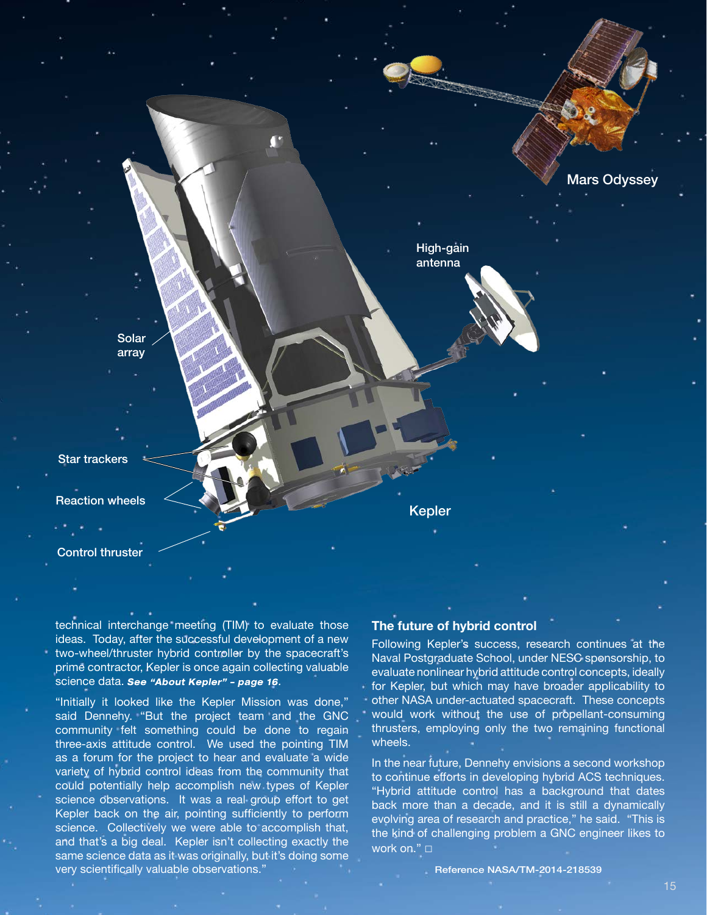technical interchange meeting (TIM) to evaluate those ideas. Today, after the successful development of a new two-wheel/thruster hybrid controller by the spacecraft's prime contractor, Kepler is once again collecting valuable science data. ***See "About Kepler" – page 16.***

"Initially it looked like the Kepler Mission was done," said Dennehy. "But the project team and the GNC community felt something could be done to regain three-axis attitude control. We used the pointing TIM as a forum for the project to hear and evaluate a wide variety of hybrid control ideas from the community that could potentially help accomplish new types of Kepler science observations. It was a real group effort to get Kepler back on the air, pointing sufficiently to perform science. Collectively we were able to accomplish that, and that's a big deal. Kepler isn't collecting exactly the same science data as it was originally, but it's doing some very scientifically valuable observations."

### The future of hybrid control

Following Kepler's success, research continues at the Naval Postgraduate School, under NESC sponsorship, to evaluate nonlinear hybrid attitude control concepts, ideally for Kepler, but which may have broader applicability to other NASA under-actuated spacecraft. These concepts would work without the use of propellant-consuming thrusters, employing only the two remaining functional wheels.

In the near future, Dennehy envisions a second workshop to continue efforts in developing hybrid ACS techniques. "Hybrid attitude control has a background that dates back more than a decade, and it is still a dynamically evolving area of research and practice," he said. "This is the kind of challenging problem a GNC engineer likes to work on." □

**Reference NASA/TM-2014-218539**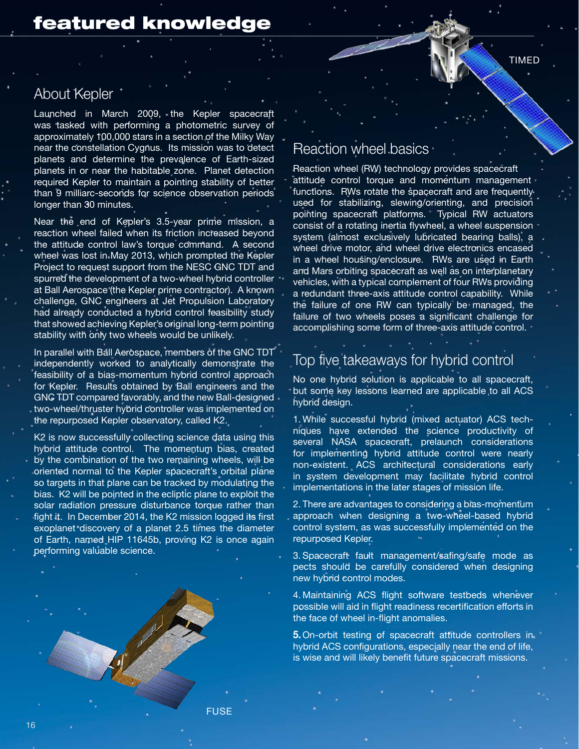# featured knowledge

## About Kepler

Launched in March 2009, the Kepler spacecraft was tasked with performing a photometric survey of approximately 100,000 stars in a section of the Milky Way near the constellation Cygnus. Its mission was to detect planets and determine the prevalence of Earth-sized planets in or near the habitable zone. Planet detection required Kepler to maintain a pointing stability of better than 9 milliarc-seconds for science observation periods longer than 30 minutes.

Near the end of Kepler's 3.5-year prime mission, a reaction wheel failed when its friction increased beyond the attitude control law's torque command. A second wheel was lost in May 2013, which prompted the Kepler Project to request support from the NESC GNC TDT and spurred the development of a two-wheel hybrid controller at Ball Aerospace (the Kepler prime contractor). A known challenge, GNC engineers at Jet Propulsion Laboratory had already conducted a hybrid control feasibility study that showed achieving Kepler's original long-term pointing stability with only two wheels would be unlikely.

In parallel with Ball Aerospace, members of the GNC TDT independently worked to analytically demonstrate the feasibility of a bias-momentum hybrid control approach for Kepler. Results obtained by Ball engineers and the GNC TDT compared favorably, and the new Ball-designed two-wheel/thruster hybrid controller was implemented on the repurposed Kepler observatory, called K2.

K2 is now successfully collecting science data using this hybrid attitude control. The momentum bias, created by the combination of the two remaining wheels, will be oriented normal to the Kepler spacecraft's orbital plane so targets in that plane can be tracked by modulating the bias. K2 will be pointed in the ecliptic plane to exploit the solar radiation pressure disturbance torque rather than fight it. In December 2014, the K2 mission logged its first exoplanet discovery of a planet 2.5 times the diameter of Earth, named HIP 11645b, proving K2 is once again performing valuable science.

FUSE

TIMED

## Reaction wheel basics

Reaction wheel (RW) technology provides spacecraft attitude control torque and momentum management functions. RWs rotate the spacecraft and are frequently used for stabilizing, slewing/orienting, and precision pointing spacecraft platforms. Typical RW actuators consist of a rotating inertia flywheel, a wheel suspension system (almost exclusively lubricated bearing balls), a wheel drive motor, and wheel drive electronics encased in a wheel housing/enclosure. RWs are used in Earth and Mars orbiting spacecraft as well as on interplanetary vehicles, with a typical complement of four RWs providing a redundant three-axis attitude control capability. While the failure of one RW can typically be managed, the failure of two wheels poses a significant challenge for accomplishing some form of three-axis attitude control.

## Top five takeaways for hybrid control

No one hybrid solution is applicable to all spacecraft, but some key lessons learned are applicable to all ACS hybrid design.

1. While successful hybrid (mixed actuator) ACS techniques have extended the science productivity of several NASA spacecraft, prelaunch considerations for implementing hybrid attitude control were nearly non-existent. ACS architectural considerations early in system development may facilitate hybrid control implementations in the later stages of mission life.

2. There are advantages to considering a bias-momentum approach when designing a two-wheel-based hybrid control system, as was successfully implemented on the repurposed Kepler.

3. Spacecraft fault management/safing/safe mode as pects should be carefully considered when designing new hybrid control modes.

4. Maintaining ACS flight software testbeds whenever possible will aid in flight readiness recertification efforts in the face of wheel in-flight anomalies.

**5.** On-orbit testing of spacecraft attitude controllers in hybrid ACS configurations, especially near the end of life, is wise and will likely benefit future spacecraft missions.